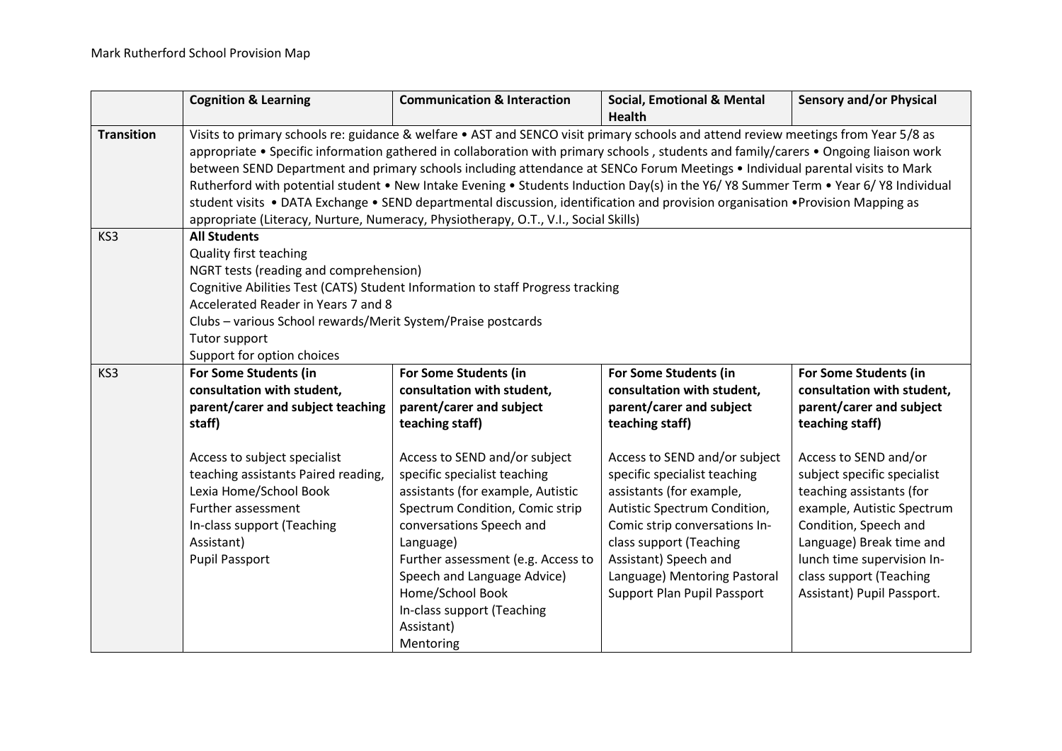Mark Rutherford School Provision Map

| | Cognition & Learning | Communication & Interaction | Social, Emotional & Mental Health | Sensory and/or Physical |
|---|---|---|---|---|
| **Transition** | Visits to primary schools re: guidance & welfare • AST and SENCO visit primary schools and attend review meetings from Year 5/8 as appropriate • Specific information gathered in collaboration with primary schools , students and family/carers • Ongoing liaison work between SEND Department and primary schools including attendance at SENCo Forum Meetings • Individual parental visits to Mark Rutherford with potential student • New Intake Evening • Students Induction Day(s) in the Y6/ Y8 Summer Term • Year 6/ Y8 Individual student visits • DATA Exchange • SEND departmental discussion, identification and provision organisation •Provision Mapping as appropriate (Literacy, Nurture, Numeracy, Physiotherapy, O.T., V.I., Social Skills) | | | |
| KS3 | **All Students**<br>Quality first teaching<br>NGRT tests (reading and comprehension)<br>Cognitive Abilities Test (CATS) Student Information to staff Progress tracking<br>Accelerated Reader in Years 7 and 8<br>Clubs – various School rewards/Merit System/Praise postcards<br>Tutor support<br>Support for option choices | | | |
| KS3 | **For Some Students (in consultation with student, parent/carer and subject teaching staff)**<br><br>Access to subject specialist teaching assistants Paired reading, Lexia Home/School Book<br>Further assessment<br>In-class support (Teaching Assistant)<br>Pupil Passport | **For Some Students (in consultation with student, parent/carer and subject teaching staff)**<br><br>Access to SEND and/or subject specific specialist teaching assistants (for example, Autistic Spectrum Condition, Comic strip conversations Speech and Language)<br>Further assessment (e.g. Access to Speech and Language Advice)<br>Home/School Book<br>In-class support (Teaching Assistant)<br>Mentoring | **For Some Students (in consultation with student, parent/carer and subject teaching staff)**<br><br>Access to SEND and/or subject specific specialist teaching assistants (for example, Autistic Spectrum Condition, Comic strip conversations In-class support (Teaching Assistant) Speech and Language) Mentoring Pastoral Support Plan Pupil Passport | **For Some Students (in consultation with student, parent/carer and subject teaching staff)**<br><br>Access to SEND and/or subject specific specialist teaching assistants (for example, Autistic Spectrum Condition, Speech and Language) Break time and lunch time supervision In-class support (Teaching Assistant) Pupil Passport. |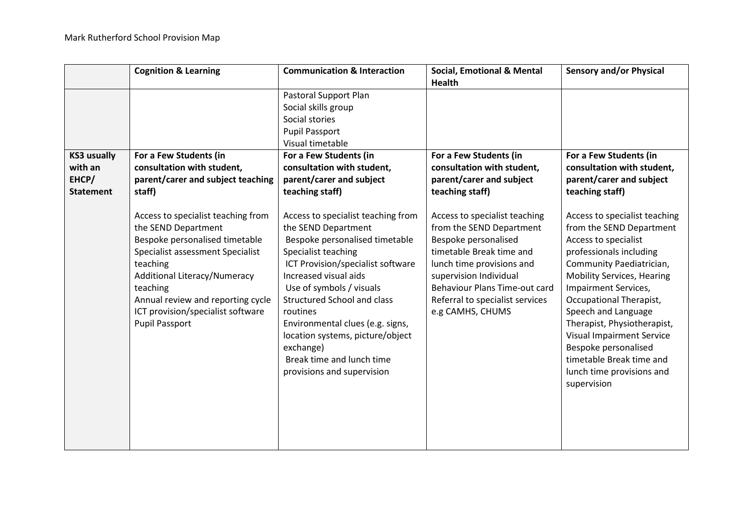| | Cognition & Learning | Communication & Interaction | Social, Emotional & Mental Health | Sensory and/or Physical |
|---|---|---|---|---|
| | | Pastoral Support Plan<br>Social skills group<br>Social stories<br>Pupil Passport<br>Visual timetable | | |
| **KS3 usually with an EHCP/ Statement** | **For a Few Students (in consultation with student, parent/carer and subject teaching staff)**<br><br>Access to specialist teaching from the SEND Department<br>Bespoke personalised timetable<br>Specialist assessment Specialist teaching<br>Additional Literacy/Numeracy teaching<br>Annual review and reporting cycle<br>ICT provision/specialist software<br>Pupil Passport | **For a Few Students (in consultation with student, parent/carer and subject teaching staff)**<br><br>Access to specialist teaching from the SEND Department<br>Bespoke personalised timetable<br>Specialist teaching<br>ICT Provision/specialist software<br>Increased visual aids<br>Use of symbols / visuals<br>Structured School and class routines<br>Environmental clues (e.g. signs, location systems, picture/object exchange)<br>Break time and lunch time provisions and supervision | **For a Few Students (in consultation with student, parent/carer and subject teaching staff)**<br><br>Access to specialist teaching from the SEND Department<br>Bespoke personalised timetable Break time and lunch time provisions and supervision Individual Behaviour Plans Time-out card<br>Referral to specialist services e.g CAMHS, CHUMS | **For a Few Students (in consultation with student, parent/carer and subject teaching staff)**<br><br>Access to specialist teaching from the SEND Department<br>Access to specialist professionals including Community Paediatrician, Mobility Services, Hearing Impairment Services, Occupational Therapist, Speech and Language Therapist, Physiotherapist, Visual Impairment Service<br>Bespoke personalised timetable Break time and lunch time provisions and supervision |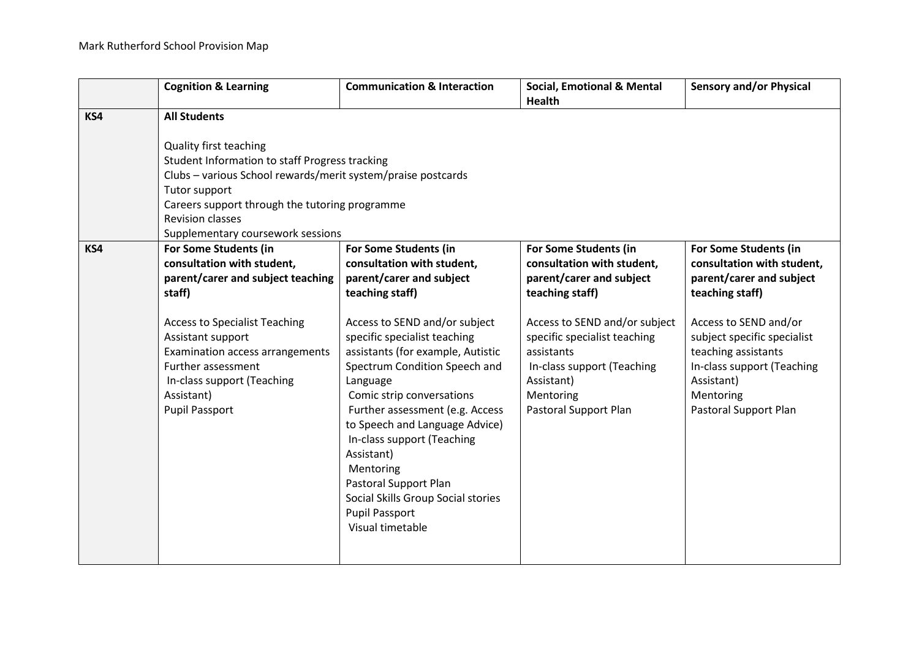| | Cognition & Learning | Communication & Interaction | Social, Emotional & Mental Health | Sensory and/or Physical |
|---|---|---|---|---|
| **KS4** | **All Students**<br><br>Quality first teaching<br>Student Information to staff Progress tracking<br>Clubs – various School rewards/merit system/praise postcards<br>Tutor support<br>Careers support through the tutoring programme<br>Revision classes<br>Supplementary coursework sessions | | | |
| **KS4** | **For Some Students (in consultation with student, parent/carer and subject teaching staff)**<br><br>Access to Specialist Teaching Assistant support<br>Examination access arrangements<br>Further assessment<br>In-class support (Teaching Assistant)<br>Pupil Passport | **For Some Students (in consultation with student, parent/carer and subject teaching staff)**<br><br>Access to SEND and/or subject specific specialist teaching assistants (for example, Autistic Spectrum Condition Speech and Language<br>Comic strip conversations<br>Further assessment (e.g. Access to Speech and Language Advice)<br>In-class support (Teaching Assistant)<br>Mentoring<br>Pastoral Support Plan<br>Social Skills Group Social stories<br>Pupil Passport<br>Visual timetable | **For Some Students (in consultation with student, parent/carer and subject teaching staff)**<br><br>Access to SEND and/or subject specific specialist teaching assistants<br>In-class support (Teaching Assistant)<br>Mentoring<br>Pastoral Support Plan | **For Some Students (in consultation with student, parent/carer and subject teaching staff)**<br><br>Access to SEND and/or subject specific specialist teaching assistants<br>In-class support (Teaching Assistant)<br>Mentoring<br>Pastoral Support Plan |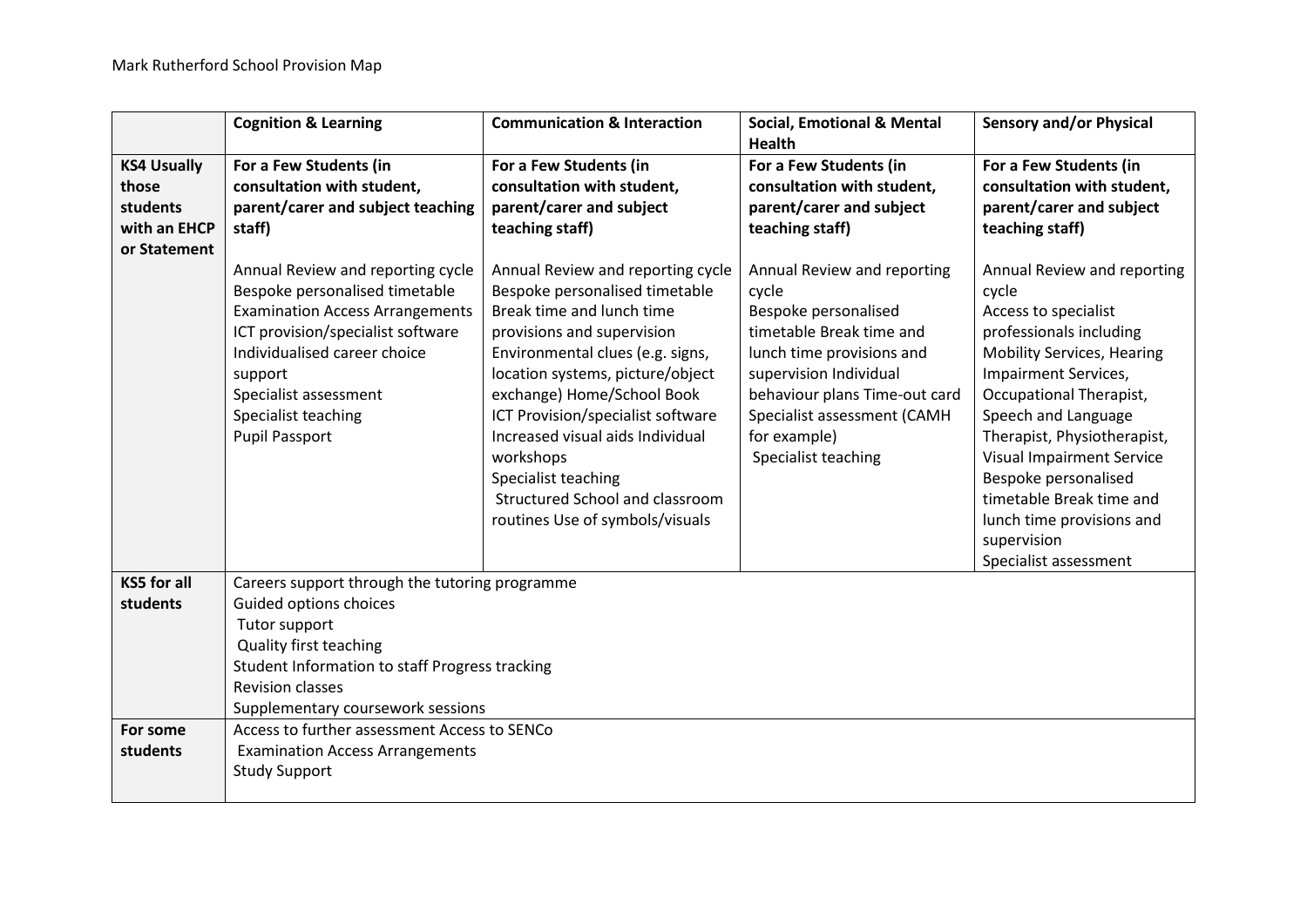| | Cognition & Learning | Communication & Interaction | Social, Emotional & Mental Health | Sensory and/or Physical |
|---|---|---|---|---|
| **KS4 Usually those students with an EHCP or Statement** | **For a Few Students (in consultation with student, parent/carer and subject teaching staff)**<br><br>Annual Review and reporting cycle<br>Bespoke personalised timetable<br>Examination Access Arrangements<br>ICT provision/specialist software<br>Individualised career choice support<br>Specialist assessment<br>Specialist teaching<br>Pupil Passport | **For a Few Students (in consultation with student, parent/carer and subject teaching staff)**<br><br>Annual Review and reporting cycle<br>Bespoke personalised timetable<br>Break time and lunch time provisions and supervision<br>Environmental clues (e.g. signs, location systems, picture/object exchange) Home/School Book<br>ICT Provision/specialist software<br>Increased visual aids Individual workshops<br>Specialist teaching<br>Structured School and classroom routines Use of symbols/visuals | **For a Few Students (in consultation with student, parent/carer and subject teaching staff)**<br><br>Annual Review and reporting cycle<br>Bespoke personalised timetable Break time and lunch time provisions and supervision Individual behaviour plans Time-out card<br>Specialist assessment (CAMH for example)<br>Specialist teaching | **For a Few Students (in consultation with student, parent/carer and subject teaching staff)**<br><br>Annual Review and reporting cycle<br>Access to specialist professionals including Mobility Services, Hearing Impairment Services, Occupational Therapist, Speech and Language Therapist, Physiotherapist, Visual Impairment Service<br>Bespoke personalised timetable Break time and lunch time provisions and supervision<br>Specialist assessment |
| **KS5 for all students** | Careers support through the tutoring programme<br>Guided options choices<br>Tutor support<br>Quality first teaching<br>Student Information to staff Progress tracking<br>Revision classes<br>Supplementary coursework sessions | | | |
| **For some students** | Access to further assessment Access to SENCo<br>Examination Access Arrangements<br>Study Support | | | |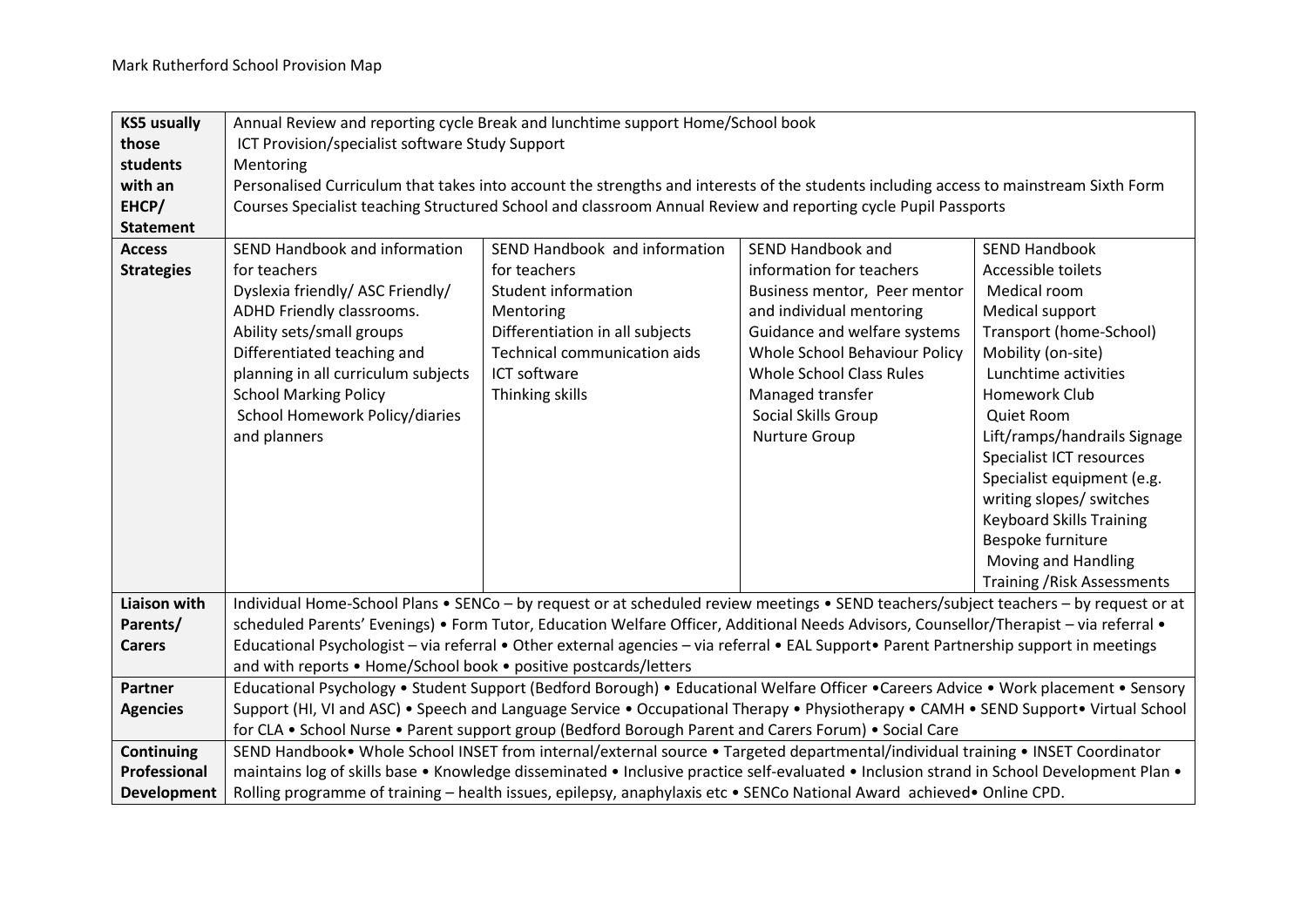Mark Rutherford School Provision Map

| | | | | |
|---|---|---|---|---|
| **KS5 usually those students with an EHCP/ Statement** | Annual Review and reporting cycle Break and lunchtime support Home/School book<br>ICT Provision/specialist software Study Support<br>Mentoring<br>Personalised Curriculum that takes into account the strengths and interests of the students including access to mainstream Sixth Form Courses Specialist teaching Structured School and classroom Annual Review and reporting cycle Pupil Passports | | | |
| **Access Strategies** | SEND Handbook and information for teachers<br>Dyslexia friendly/ ASC Friendly/ ADHD Friendly classrooms.<br>Ability sets/small groups<br>Differentiated teaching and planning in all curriculum subjects<br>School Marking Policy<br>School Homework Policy/diaries and planners | SEND Handbook and information for teachers<br>Student information<br>Mentoring<br>Differentiation in all subjects<br>Technical communication aids<br>ICT software<br>Thinking skills | SEND Handbook and information for teachers<br>Business mentor, Peer mentor and individual mentoring<br>Guidance and welfare systems<br>Whole School Behaviour Policy<br>Whole School Class Rules<br>Managed transfer<br>Social Skills Group<br>Nurture Group | SEND Handbook<br>Accessible toilets<br>Medical room<br>Medical support<br>Transport (home-School)<br>Mobility (on-site)<br>Lunchtime activities<br>Homework Club<br>Quiet Room<br>Lift/ramps/handrails Signage<br>Specialist ICT resources<br>Specialist equipment (e.g. writing slopes/ switches<br>Keyboard Skills Training<br>Bespoke furniture<br>Moving and Handling Training /Risk Assessments |
| **Liaison with Parents/ Carers** | Individual Home-School Plans • SENCo – by request or at scheduled review meetings • SEND teachers/subject teachers – by request or at scheduled Parents' Evenings) • Form Tutor, Education Welfare Officer, Additional Needs Advisors, Counsellor/Therapist – via referral • Educational Psychologist – via referral • Other external agencies – via referral • EAL Support• Parent Partnership support in meetings and with reports • Home/School book • positive postcards/letters | | | |
| **Partner Agencies** | Educational Psychology • Student Support (Bedford Borough) • Educational Welfare Officer •Careers Advice • Work placement • Sensory Support (HI, VI and ASC) • Speech and Language Service • Occupational Therapy • Physiotherapy • CAMH • SEND Support• Virtual School for CLA • School Nurse • Parent support group (Bedford Borough Parent and Carers Forum) • Social Care | | | |
| **Continuing Professional Development** | SEND Handbook• Whole School INSET from internal/external source • Targeted departmental/individual training • INSET Coordinator maintains log of skills base • Knowledge disseminated • Inclusive practice self-evaluated • Inclusion strand in School Development Plan • Rolling programme of training – health issues, epilepsy, anaphylaxis etc • SENCo National Award achieved• Online CPD. | | | |